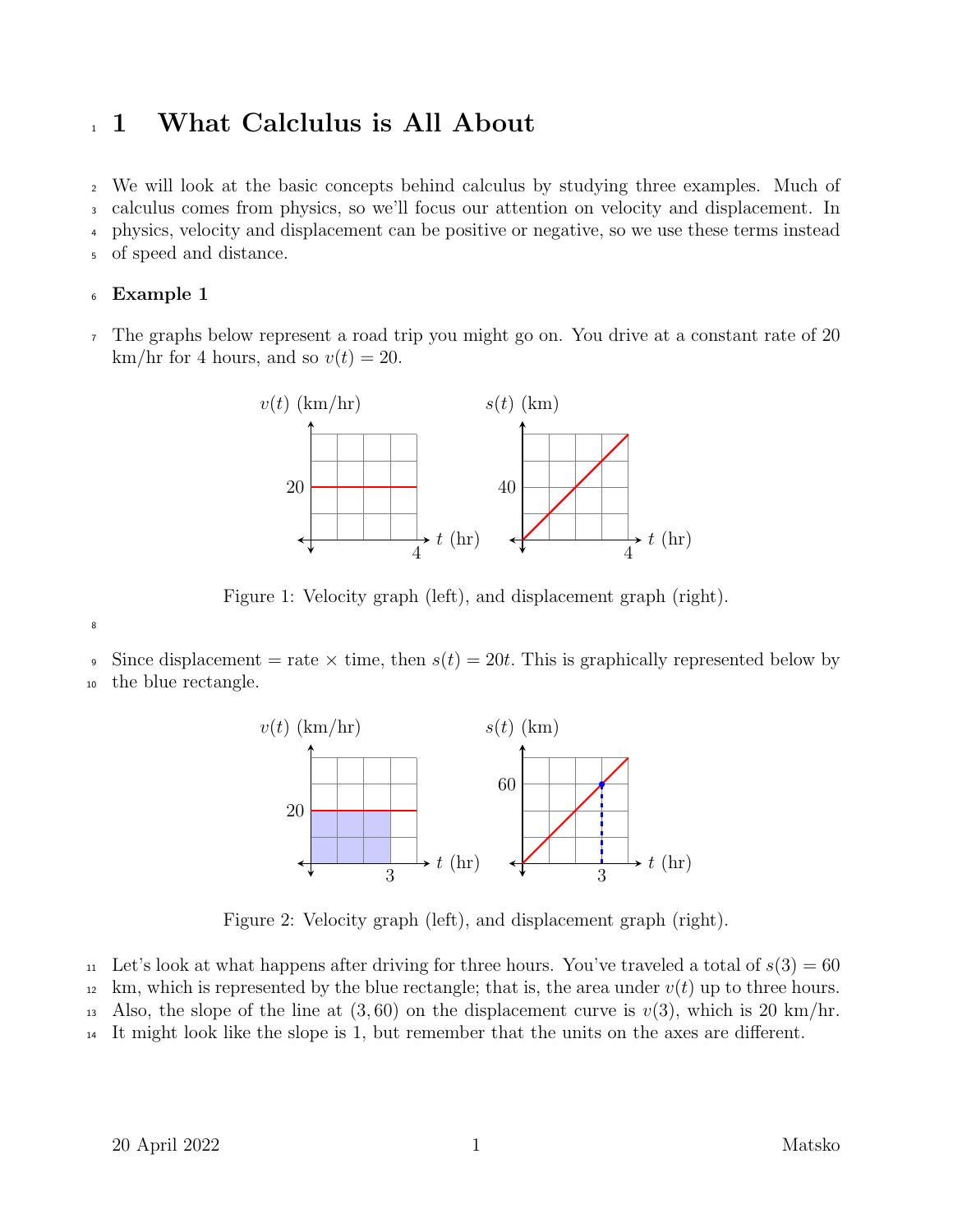# 1 What Calclulus is All About

We will look at the basic concepts behind calculus by studying three examples. Much of calculus comes from physics, so we'll focus our attention on velocity and displacement. In physics, velocity and displacement can be positive or negative, so we use these terms instead of speed and distance.

**Example 1**

The graphs below represent a road trip you might go on. You drive at a constant rate of 20 km/hr for 4 hours, and so $v(t) = 20$.

Figure 1: Velocity graph (left), and displacement graph (right).

Since displacement = rate × time, then $s(t) = 20t$. This is graphically represented below by the blue rectangle.

Figure 2: Velocity graph (left), and displacement graph (right).

Let's look at what happens after driving for three hours. You've traveled a total of $s(3) = 60$ km, which is represented by the blue rectangle; that is, the area under $v(t)$ up to three hours. Also, the slope of the line at $(3, 60)$ on the displacement curve is $v(3)$, which is 20 km/hr. It might look like the slope is 1, but remember that the units on the axes are different.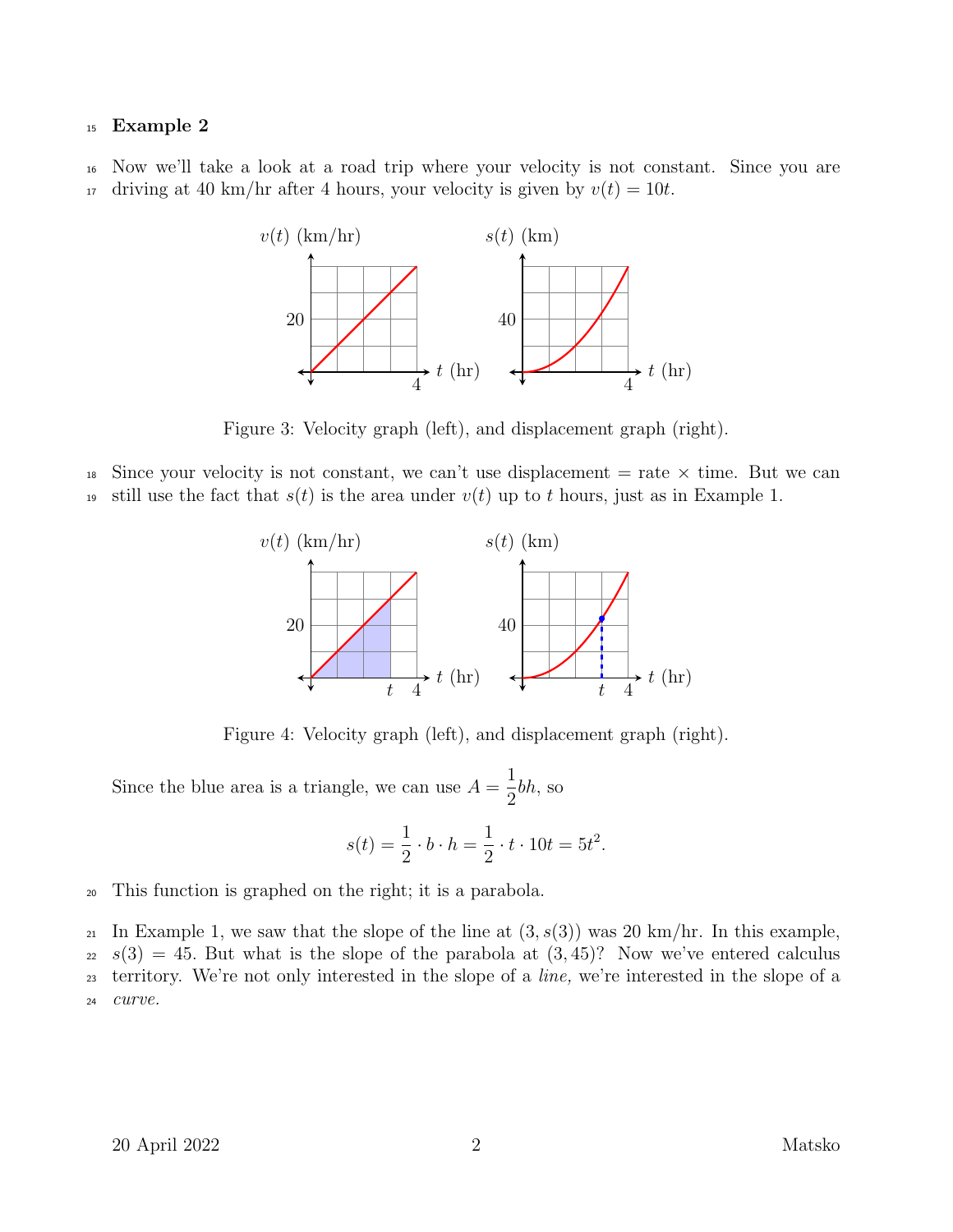**Example 2**

Now we'll take a look at a road trip where your velocity is not constant. Since you are driving at 40 km/hr after 4 hours, your velocity is given by $v(t) = 10t$.

Figure 3: Velocity graph (left), and displacement graph (right).

Since your velocity is not constant, we can't use displacement = rate × time. But we can still use the fact that $s(t)$ is the area under $v(t)$ up to $t$ hours, just as in Example 1.

Figure 4: Velocity graph (left), and displacement graph (right).

Since the blue area is a triangle, we can use $A = \dfrac{1}{2}bh$, so

$$s(t) = \frac{1}{2} \cdot b \cdot h = \frac{1}{2} \cdot t \cdot 10t = 5t^2.$$

This function is graphed on the right; it is a parabola.

In Example 1, we saw that the slope of the line at $(3, s(3))$ was 20 km/hr. In this example, $s(3) = 45$. But what is the slope of the parabola at $(3, 45)$? Now we've entered calculus territory. We're not only interested in the slope of a *line,* we're interested in the slope of a *curve.*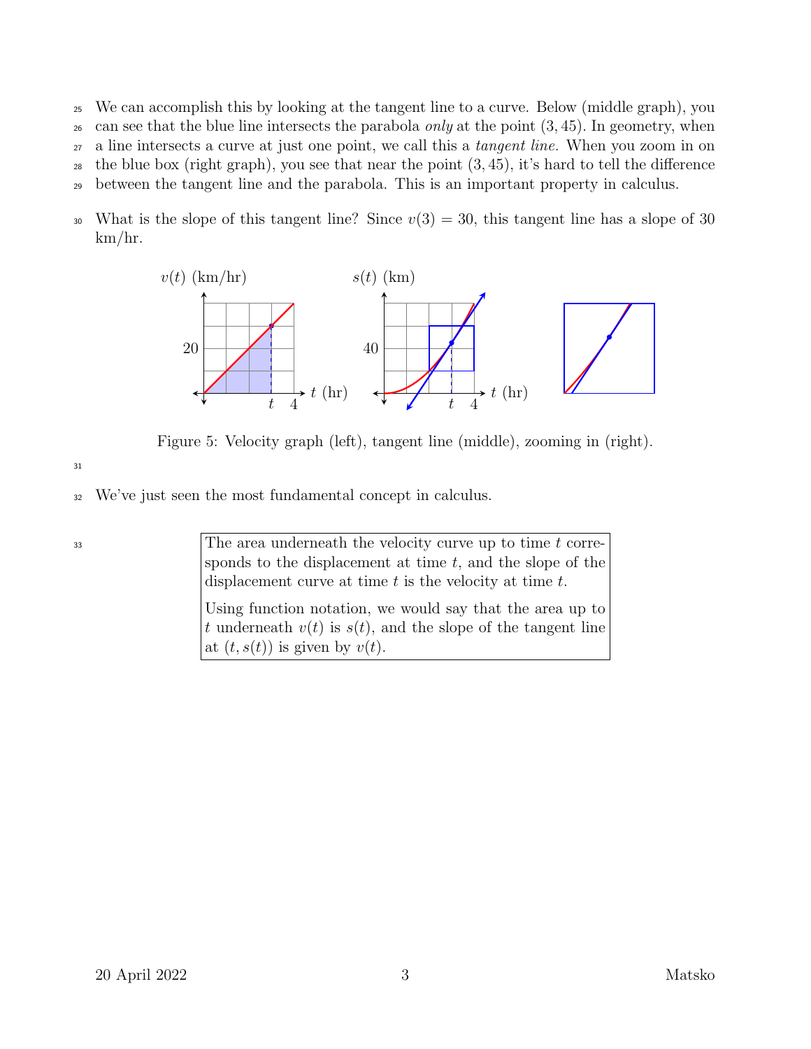We can accomplish this by looking at the tangent line to a curve. Below (middle graph), you can see that the blue line intersects the parabola *only* at the point $(3, 45)$. In geometry, when a line intersects a curve at just one point, we call this a *tangent line*. When you zoom in on the blue box (right graph), you see that near the point $(3, 45)$, it's hard to tell the difference between the tangent line and the parabola. This is an important property in calculus.

What is the slope of this tangent line? Since $v(3) = 30$, this tangent line has a slope of 30 km/hr.

Figure 5: Velocity graph (left), tangent line (middle), zooming in (right).

We've just seen the most fundamental concept in calculus.

> The area underneath the velocity curve up to time $t$ corresponds to the displacement at time $t$, and the slope of the displacement curve at time $t$ is the velocity at time $t$.
>
> Using function notation, we would say that the area up to $t$ underneath $v(t)$ is $s(t)$, and the slope of the tangent line at $(t, s(t))$ is given by $v(t)$.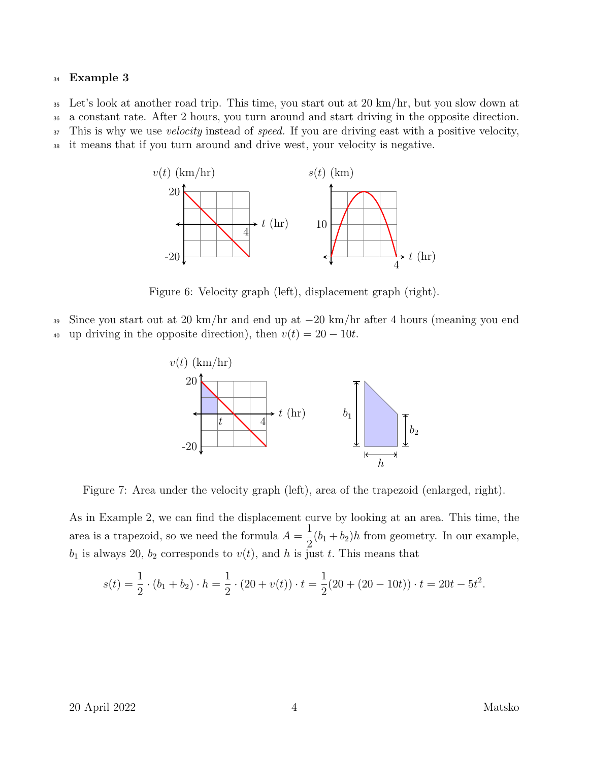**Example 3**

Let's look at another road trip. This time, you start out at 20 km/hr, but you slow down at a constant rate. After 2 hours, you turn around and start driving in the opposite direction. This is why we use *velocity* instead of *speed.* If you are driving east with a positive velocity, it means that if you turn around and drive west, your velocity is negative.

Figure 6: Velocity graph (left), displacement graph (right).

Since you start out at 20 km/hr and end up at $-20$ km/hr after 4 hours (meaning you end up driving in the opposite direction), then $v(t) = 20 - 10t$.

Figure 7: Area under the velocity graph (left), area of the trapezoid (enlarged, right).

As in Example 2, we can find the displacement curve by looking at an area. This time, the area is a trapezoid, so we need the formula $A = \dfrac{1}{2}(b_1 + b_2)h$ from geometry. In our example, $b_1$ is always 20, $b_2$ corresponds to $v(t)$, and $h$ is just $t$. This means that

$$s(t) = \frac{1}{2} \cdot (b_1 + b_2) \cdot h = \frac{1}{2} \cdot (20 + v(t)) \cdot t = \frac{1}{2}(20 + (20 - 10t)) \cdot t = 20t - 5t^2.$$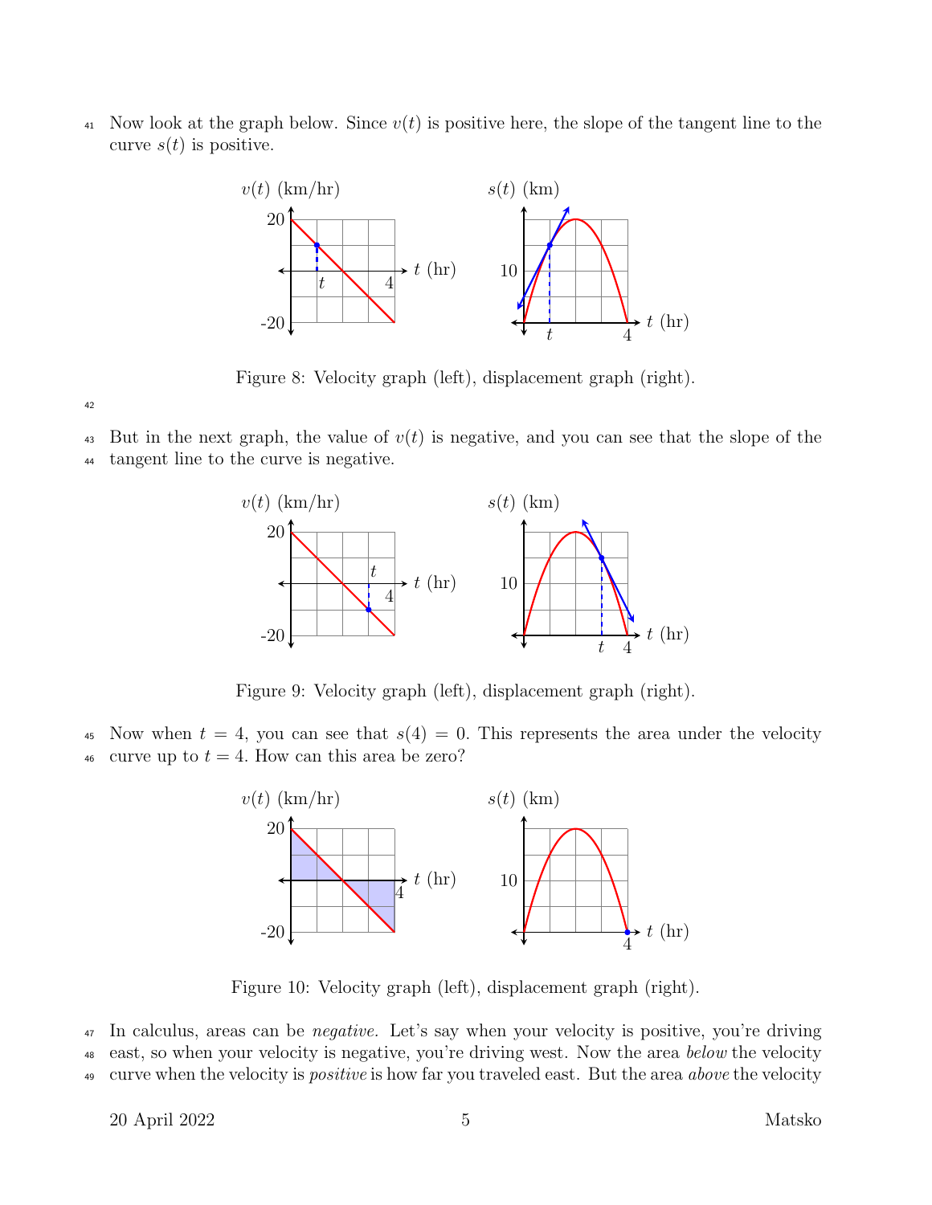Now look at the graph below. Since $v(t)$ is positive here, the slope of the tangent line to the curve $s(t)$ is positive.

Figure 8: Velocity graph (left), displacement graph (right).

But in the next graph, the value of $v(t)$ is negative, and you can see that the slope of the tangent line to the curve is negative.

Figure 9: Velocity graph (left), displacement graph (right).

Now when $t = 4$, you can see that $s(4) = 0$. This represents the area under the velocity curve up to $t = 4$. How can this area be zero?

Figure 10: Velocity graph (left), displacement graph (right).

In calculus, areas can be *negative.* Let's say when your velocity is positive, you're driving east, so when your velocity is negative, you're driving west. Now the area *below* the velocity curve when the velocity is *positive* is how far you traveled east. But the area *above* the velocity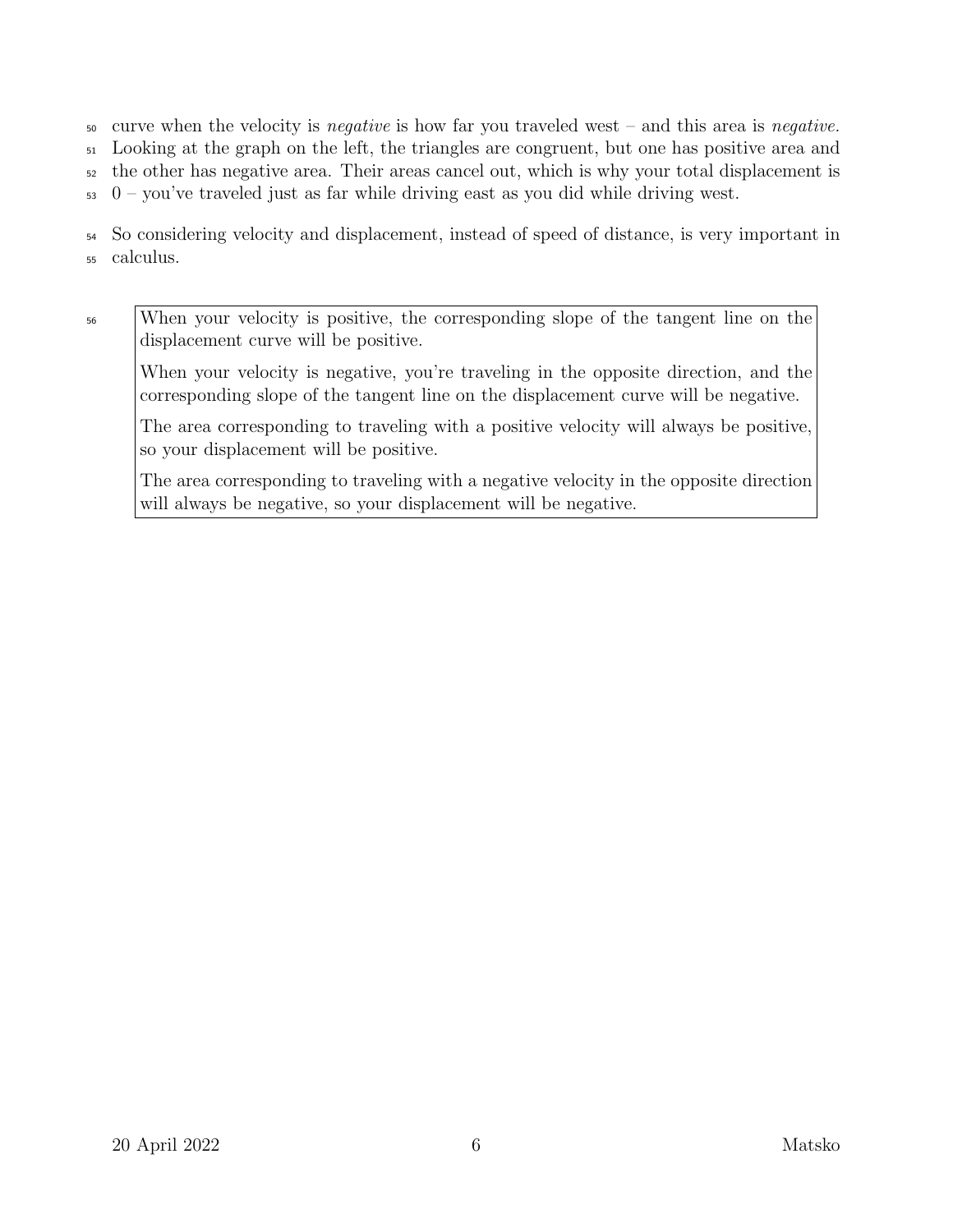curve when the velocity is *negative* is how far you traveled west – and this area is *negative.* Looking at the graph on the left, the triangles are congruent, but one has positive area and the other has negative area. Their areas cancel out, which is why your total displacement is 0 – you've traveled just as far while driving east as you did while driving west.

So considering velocity and displacement, instead of speed of distance, is very important in calculus.

> When your velocity is positive, the corresponding slope of the tangent line on the displacement curve will be positive.
>
> When your velocity is negative, you're traveling in the opposite direction, and the corresponding slope of the tangent line on the displacement curve will be negative.
>
> The area corresponding to traveling with a positive velocity will always be positive, so your displacement will be positive.
>
> The area corresponding to traveling with a negative velocity in the opposite direction will always be negative, so your displacement will be negative.